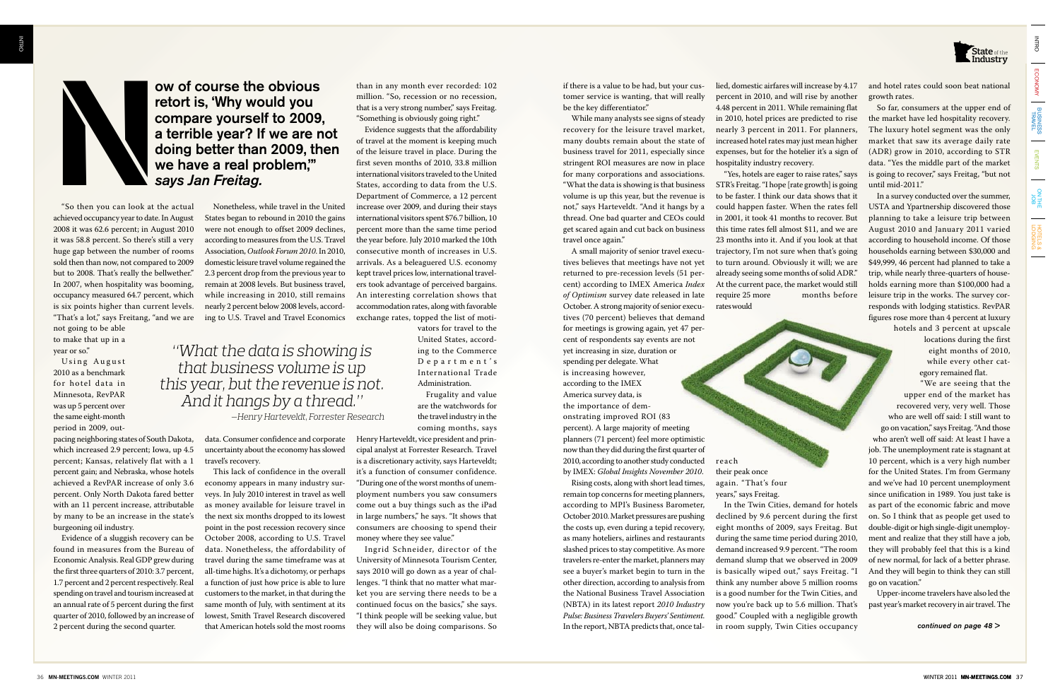**Now of course the obvious retort is, 'Why would you compare yourself to 2009, a terrible year? If we are not doing better than 2009, then we have a real problem,'" *says Jan Freitag.***

"So then you can look at the actual achieved occupancy year to date. In August 2008 it was 62.6 percent; in August 2010 it was 58.8 percent. So there's still a very huge gap between the number of rooms sold then than now, not compared to 2009 but to 2008. That's really the bellwether." In 2007, when hospitality was booming, occupancy measured 64.7 percent, which is six points higher than current levels. "That's a lot," says Freitag, "and we are not going to be able to make that up in a year or so."

Using August 2010 as a benchmark for hotel data in Minnesota, RevPAR was up 5 percent over the same eight-month period in 2009, outpacing neighboring states of South Dakota, which increased 2.9 percent; Iowa, up 4.5 percent; Kansas, relatively flat with a 1 percent gain; and Nebraska, whose hotels achieved a RevPAR increase of only 3.6 percent. Only North Dakota fared better with an 11 percent increase, attributable by many to be an increase in the state's burgeoning oil industry.

Evidence of a sluggish recovery can be found in measures from the Bureau of Economic Analysis. Real GDP grew during the first three quarters of 2010: 3.7 percent, 1.7 percent and 2 percent respectively. Real spending on travel and tourism increased at an annual rate of 5 percent during the first quarter of 2010, followed by an increase of 2 percent during the second quarter.

Nonetheless, while travel in the United States began to rebound in 2010 the gains were not enough to offset 2009 declines, according to measures from the U.S. Travel Association, *Outlook Forum 2010*. In 2010, domestic leisure travel volume regained the 2.3 percent drop from the previous year to remain at 2008 levels. But business travel, while increasing in 2010, still remains nearly 2 percent below 2008 levels, according to U.S. Travel and Travel Economics data. Consumer confidence and corporate uncertainty about the economy has slowed travel's recovery.

> *"What the data is showing is that business volume is up this year, but the revenue is not. And it hangs by a thread."*
> —Henry Harteveldt, Forrester Research

This lack of confidence in the overall economy appears in many industry surveys. In July 2010 interest in travel as well as money available for leisure travel in the next six months dropped to its lowest point in the post recession recovery since October 2008, according to U.S. Travel data. Nonetheless, the affordability of travel during the same timeframe was at all-time highs. It's a dichotomy, or perhaps a function of just how price is able to lure customers to the market, in that during the same month of July, with sentiment at its lowest, Smith Travel Research discovered that American hotels sold the most rooms than in any month ever recorded: 102 million. "So, recession or no recession, that is a very strong number," says Freitag. "Something is obviously going right."

Evidence suggests that the affordability of travel at the moment is keeping much of the leisure travel in place. During the first seven months of 2010, 33.8 million international visitors traveled to the United States, according to data from the U.S. Department of Commerce, a 12 percent increase over 2009, and during their stays international visitors spent $76.7 billion, 10 percent more than the same time period the year before. July 2010 marked the 10th consecutive month of increases in U.S. arrivals. As a beleaguered U.S. economy kept travel prices low, international travelers took advantage of perceived bargains. An interesting correlation shows that accommodation rates, along with favorable exchange rates, topped the list of motivators for travel to the United States, according to the Commerce Department's International Trade Administration.

Frugality and value are the watchwords for the travel industry in the coming months, says Henry Harteveldt, vice president and principal analyst at Forrester Research. Travel is a discretionary activity, says Harteveldt; it's a function of consumer confidence. "During one of the worst months of unemployment numbers you saw consumers come out a buy things such as the iPad in large numbers," he says. "It shows that consumers are choosing to spend their money where they see value."

Ingrid Schneider, director of the University of Minnesota Tourism Center, says 2010 will go down as a year of challenges. "I think that no matter what market you are serving there needs to be a continued focus on the basics," she says. "I think people will be seeking value, but they will also be doing comparisons. So if there is a value to be had, but your customer service is wanting, that will really be the key differentiator."

While many analysts see signs of steady recovery for the leisure travel market, many doubts remain about the state of business travel for 2011, especially since stringent ROI measures are now in place for many corporations and associations. "What the data is showing is that business volume is up this year, but the revenue is not," says Harteveldt. "And it hangs by a thread. One bad quarter and CEOs could get scared again and cut back on business travel once again."

A small majority of senior travel executives believes that meetings have not yet returned to pre-recession levels (51 percent) according to IMEX America *Index of Optimism* survey date released in late October. A strong majority of senior executives (70 percent) believes that demand for meetings is growing again, yet 47 percent of respondents say events are not yet increasing in size, duration or spending per delegate. What is increasing however, according to the IMEX America survey data, is the importance of demonstrating improved ROI (83 percent). A large majority of meeting planners (71 percent) feel more optimistic now than they did during the first quarter of 2010, according to another study conducted by IMEX: *Global Insights November 2010*.

Rising costs, along with short lead times, remain top concerns for meeting planners, according to MPI's Business Barometer, October 2010. Market pressures are pushing the costs up, even during a tepid recovery, as many hoteliers, airlines and restaurants slashed prices to stay competitive. As more travelers re-enter the market, planners may see a buyer's market begin to turn in the other direction, according to analysis from the National Business Travel Association (NBTA) in its latest report *2010 Industry Pulse: Business Travelers Buyers' Sentiment*. In the report, NBTA predicts that, once tallied, domestic airfares will increase by 4.17 percent in 2010, and will rise by another 4.48 percent in 2011. While remaining flat in 2010, hotel prices are predicted to rise nearly 3 percent in 2011. For planners, increased hotel rates may just mean higher expenses, but for the hotelier it's a sign of hospitality industry recovery.

"Yes, hotels are eager to raise rates," says STR's Freitag. "I hope [rate growth] is going to be faster. I think our data shows that it could happen faster. When the rates fell in 2001, it took 41 months to recover. But this time rates fell almost $11, and we are 23 months into it. And if you look at that trajectory, I'm not sure when that's going to turn around. Obviously it will; we are already seeing some months of solid ADR." At the current pace, the market would still require 25 more months before rates would reach their peak once again. "That's four years," says Freitag.

In the Twin Cities, demand for hotels declined by 9.6 percent during the first eight months of 2009, says Freitag. But during the same time period during 2010, demand increased 9.9 percent. "The room demand slump that we observed in 2009 is basically wiped out," says Freitag. "I think any number above 5 million rooms is a good number for the Twin Cities, and now you're back up to 5.6 million. That's good." Coupled with a negligible growth in room supply, Twin Cities occupancy and hotel rates could soon beat national growth rates.

So far, consumers at the upper end of the market have led hospitality recovery. The luxury hotel segment was the only market that saw its average daily rate (ADR) grow in 2010, according to STR data. "Yes the middle part of the market is going to recover," says Freitag, "but not until mid-2011."

In a survey conducted over the summer, USTA and Ypartnership discovered those planning to take a leisure trip between August 2010 and January 2011 varied according to household income. Of those households earning between $30,000 and $49,999, 46 percent had planned to take a trip, while nearly three-quarters of households earning more than $100,000 had a leisure trip in the works. The survey corresponds with lodging statistics. RevPAR figures rose more than 4 percent at luxury hotels and 3 percent at upscale locations during the first eight months of 2010, while every other category remained flat.

"We are seeing that the upper end of the market has recovered very, very well. Those who are well off said: I still want to go on vacation," says Freitag. "And those who aren't well off said: At least I have a job. The unemployment rate is stagnant at 10 percent, which is a very high number for the United States. I'm from Germany and we've had 10 percent unemployment since unification in 1989. You just take is as part of the economic fabric and move on. So I think that as people get used to double-digit or high single-digit unemployment and realize that they still have a job, they will probably feel that this is a kind of new normal, for lack of a better phrase. And they will begin to think they can still go on vacation."

Upper-income travelers have also led the past year's market recovery in air travel. The

*continued on page 48 >*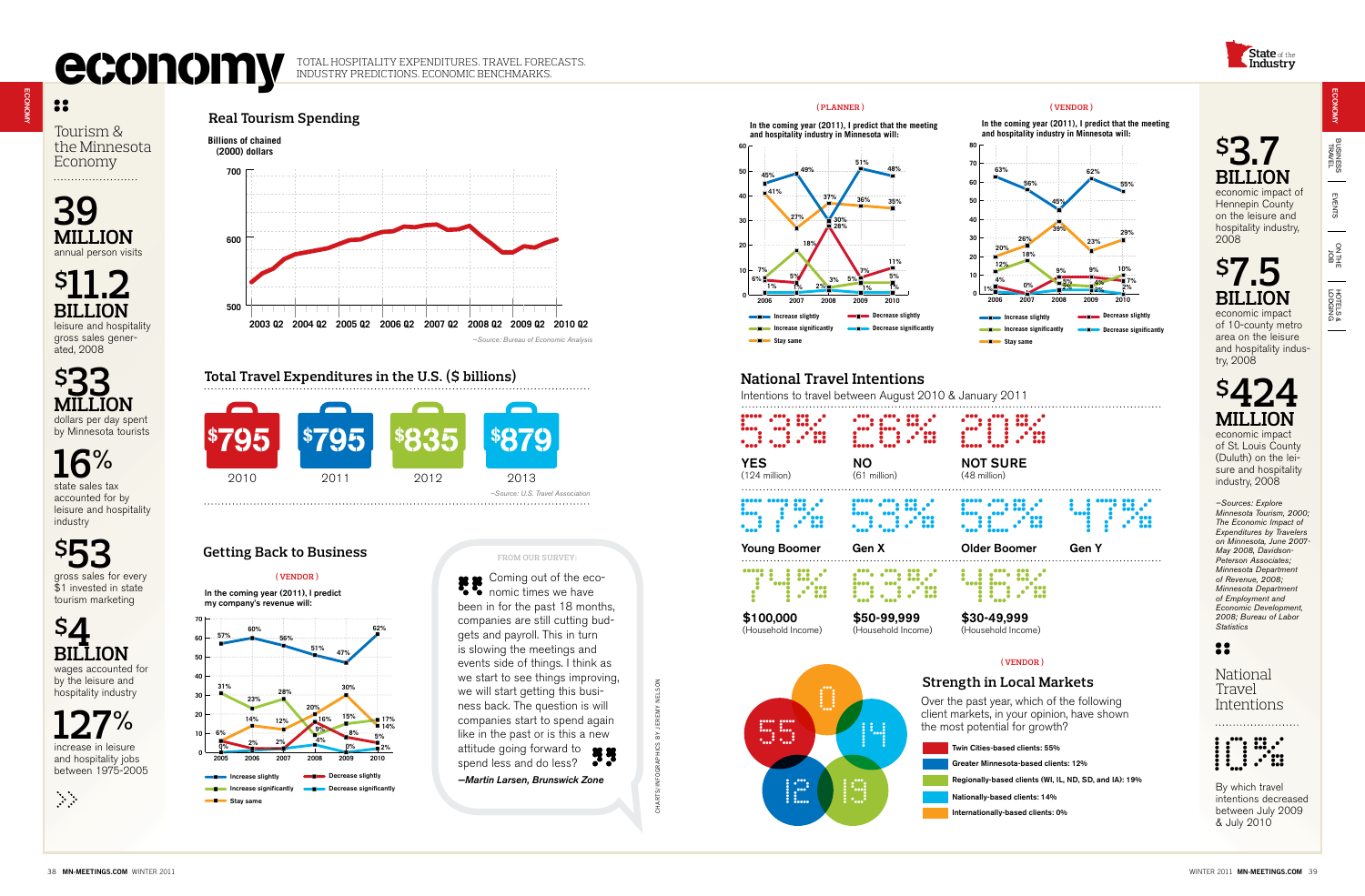# economy

TOTAL HOSPITALITY EXPENDITURES. TRAVEL FORECASTS. INDUSTRY PREDICTIONS. ECONOMIC BENCHMARKS.

## Tourism & the Minnesota Economy

**39 MILLION**
annual person visits

**$11.2 BILLION**
leisure and hospitality gross sales generated, 2008

**$33 MILLION**
dollars per day spent by Minnesota tourists

**16%**
state sales tax accounted for by leisure and hospitality industry

**$53**
gross sales for every $1 invested in state tourism marketing

**$4 BILLION**
wages accounted for by the leisure and hospitality industry

**127%**
increase in leisure and hospitality jobs between 1975-2005

## Real Tourism Spending

Billions of chained (2000) dollars

2003 Q2, 2004 Q2, 2005 Q2, 2006 Q2, 2007 Q2, 2008 Q2, 2009 Q2, 2010 Q2

*—Source: Bureau of Economic Analysis*

## Total Travel Expenditures in the U.S. ($ billions)

| 2010 | 2011 | 2012 | 2013 |
|---|---|---|---|
| $795 | $795 | $835 | $879 |

*—Source: U.S. Travel Association*

## Getting Back to Business

(VENDOR)

In the coming year (2011), I predict my company's revenue will:

| | 2005 | 2006 | 2007 | 2008 | 2009 | 2010 |
|---|---|---|---|---|---|---|
| Increase slightly | 57% | 60% | 56% | 51% | 47% | 62% |
| Increase significantly | 31% | 23% | 28% | 16% | 15% | 17% |
| Stay same | 6% | 14% | 12% | 20% | 30% | 14% |
| Decrease slightly | 0% | 2% | 2% | 9% | 8% | 5% |
| Decrease significantly | 0% | 2% | 2% | 4% | 0% | 2% |

FROM OUR SURVEY:

Coming out of the economic times we have been in for the past 18 months, companies are still cutting budgets and payroll. This in turn is slowing the meetings and events side of things. I think as we start to see things improving, we will start getting this business back. The question is will companies start to spend again like in the past or is this a new attitude going forward to spend less and do less?

*—Martin Larsen, Brunswick Zone*

CHARTS/INFOGRAPHICS BY JEREMY NELSON

(PLANNER)

In the coming year (2011), I predict that the meeting and hospitality industry in Minnesota will:

| | 2006 | 2007 | 2008 | 2009 | 2010 |
|---|---|---|---|---|---|
| Increase slightly | 45% | 49% | 30% | 51% | 48% |
| Stay same | 41% | 27% | 37% | 36% | 35% |
| Increase significantly | 7% | 18% | 2% | 5% | 5% |
| Decrease slightly | 6% | 5% | 28% | 3% | 11% / 7% |
| Decrease significantly | 1% | 1% | 2% | 1% | 1% |

(VENDOR)

In the coming year (2011), I predict that the meeting and hospitality industry in Minnesota will:

| | 2006 | 2007 | 2008 | 2009 | 2010 |
|---|---|---|---|---|---|
| Increase slightly | 63% | 56% | 45% | 62% | 55% |
| Stay same | 20% | 26% | 39% | 23% | 29% |
| Increase significantly | 12% | 18% | 9% | 4% | 10% |
| Decrease slightly | 4% | 0% | 9% | 9% | 7% |
| Decrease significantly | 1% | 0% | 2% | 2% | 2% |

## National Travel Intentions

Intentions to travel between August 2010 & January 2011

| YES | NO | NOT SURE |
|---|---|---|
| 53% | 26% | 20% |
| (124 million) | (61 million) | (48 million) |

| Young Boomer | Gen X | Older Boomer | Gen Y |
|---|---|---|---|
| 57% | 53% | 52% | 47% |

| $100,000 (Household Income) | $50-99,999 (Household Income) | $30-49,999 (Household Income) |
|---|---|---|
| 74% | 63% | 46% |

(VENDOR)

## Strength in Local Markets

Over the past year, which of the following client markets, in your opinion, have shown the most potential for growth?

- Twin Cities-based clients: 55%
- Greater Minnesota-based clients: 12%
- Regionally-based clients (WI, IL, ND, SD, and IA): 19%
- Nationally-based clients: 14%
- Internationally-based clients: 0%

**$3.7 BILLION**
economic impact of Hennepin County on the leisure and hospitality industry, 2008

**$7.5 BILLION**
economic impact of 10-county metro area on the leisure and hospitality industry, 2008

**$424 MILLION**
economic impact of St. Louis County (Duluth) on the leisure and hospitality industry, 2008

*—Sources: Explore Minnesota Tourism, 2000; The Economic Impact of Expenditures by Travelers on Minnesota, June 2007-May 2008, Davidson-Peterson Associates; Minnesota Department of Revenue, 2008; Minnesota Department of Employment and Economic Development, 2008; Bureau of Labor Statistics*

## National Travel Intentions

**10%**
By which travel intentions decreased between July 2009 & July 2010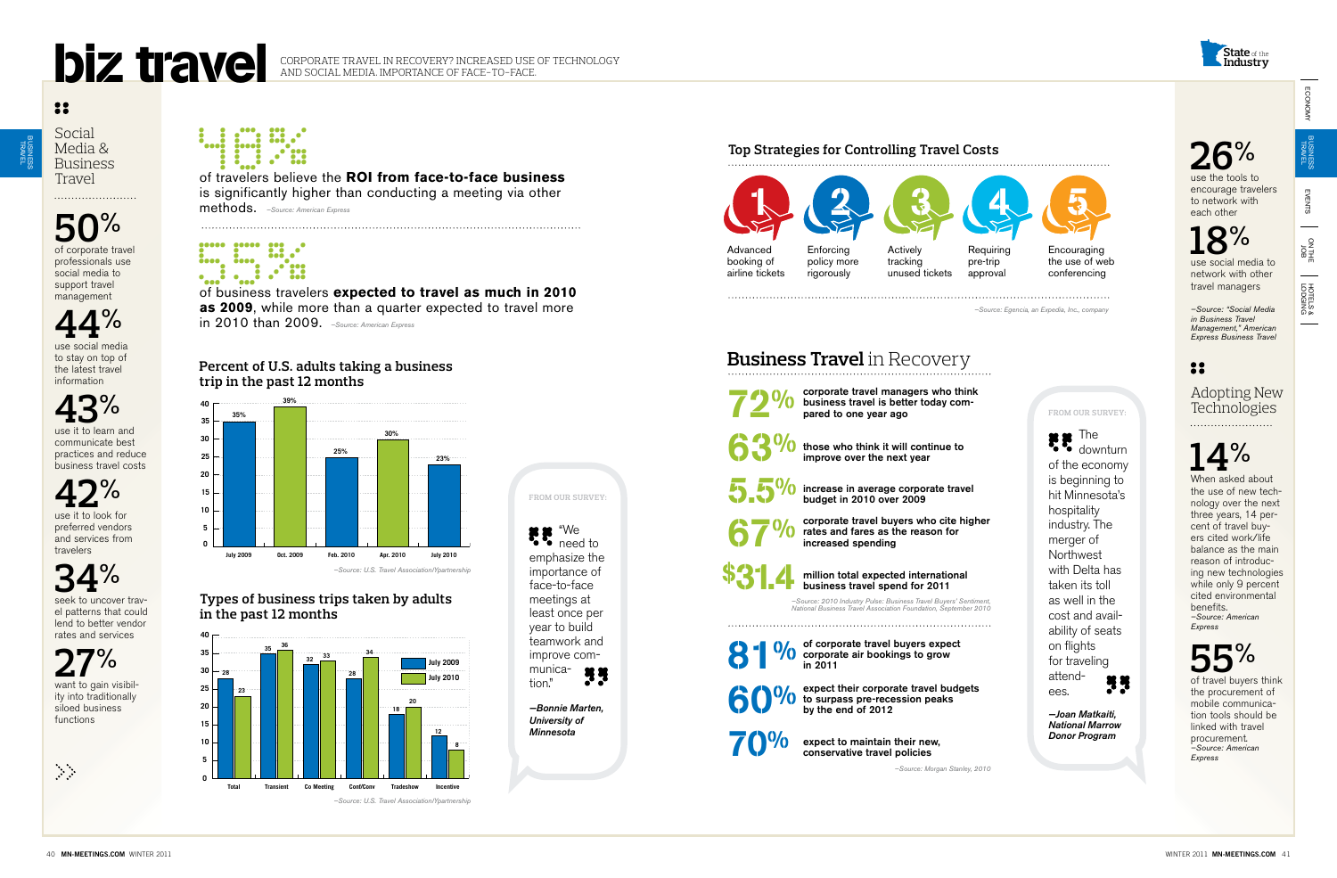# biz travel

CORPORATE TRAVEL IN RECOVERY? INCREASED USE OF TECHNOLOGY AND SOCIAL MEDIA. IMPORTANCE OF FACE-TO-FACE.

## Social Media & Business Travel

**50%** of corporate travel professionals use social media to support travel management

**44%** use social media to stay on top of the latest travel information

**43%** use it to learn and communicate best practices and reduce business travel costs

**42%** use it to look for preferred vendors and services from travelers

**34%** seek to uncover travel patterns that could lend to better vendor rates and services

**27%** want to gain visibility into traditionally siloed business functions

**48%** of travelers believe the **ROI from face-to-face business** is significantly higher than conducting a meeting via other methods. *–Source: American Express*

**55%** of business travelers **expected to travel as much in 2010 as 2009**, while more than a quarter expected to travel more in 2010 than 2009. *–Source: American Express*

### Percent of U.S. adults taking a business trip in the past 12 months

| July 2009 | Oct. 2009 | Feb. 2010 | Apr. 2010 | July 2010 |
|---|---|---|---|---|
| 35% | 39% | 25% | 30% | 23% |

*–Source: U.S. Travel Association/Ypartnership*

### Types of business trips taken by adults in the past 12 months

| | Total | Transient | Co Meeting | Conf/Conv | Tradeshow | Incentive |
|---|---|---|---|---|---|---|
| July 2009 | 28 | 35 | 32 | 28 | 18 | 12 |
| July 2010 | 23 | 36 | 33 | 34 | 20 | 8 |

*–Source: U.S. Travel Association/Ypartnership*

FROM OUR SURVEY:

"We need to emphasize the importance of face-to-face meetings at least once per year to build teamwork and improve communication."

*—Bonnie Marten, University of Minnesota*

## Top Strategies for Controlling Travel Costs

1. Advanced booking of airline tickets
2. Enforcing policy more rigorously
3. Actively tracking unused tickets
4. Requiring pre-trip approval
5. Encouraging the use of web conferencing

*–Source: Egencia, an Expedia, Inc., company*

## Business Travel in Recovery

**72%** corporate travel managers who think business travel is better today compared to one year ago

**63%** those who think it will continue to improve over the next year

**5.5%** increase in average corporate travel budget in 2010 over 2009

**67%** corporate travel buyers who cite higher rates and fares as the reason for increased spending

**$31.4** million total expected international business travel spend for 2011

*–Source: 2010 Industry Pulse: Business Travel Buyers' Sentiment, National Business Travel Association Foundation, September 2010*

**81%** of corporate travel buyers expect corporate air bookings to grow in 2011

**60%** expect their corporate travel budgets to surpass pre-recession peaks by the end of 2012

**70%** expect to maintain their new, conservative travel policies

*–Source: Morgan Stanley, 2010*

FROM OUR SURVEY:

"The downturn of the economy is beginning to hit Minnesota's hospitality industry. The merger of Northwest with Delta has taken its toll as well in the cost and availability of seats on flights for traveling attendees."

*—Joan Matkaiti, National Marrow Donor Program*

**26%** use the tools to encourage travelers to network with each other

**18%** use social media to network with other travel managers

*–Source: "Social Media in Business Travel Management," American Express Business Travel*

## Adopting New Technologies

**14%** When asked about the use of new technology over the next three years, 14 percent of travel buyers cited work/life balance as the main reason of introducing new technologies while only 9 percent cited environmental benefits. *–Source: American Express*

**55%** of travel buyers think the procurement of mobile communication tools should be linked with travel procurement. *–Source: American Express*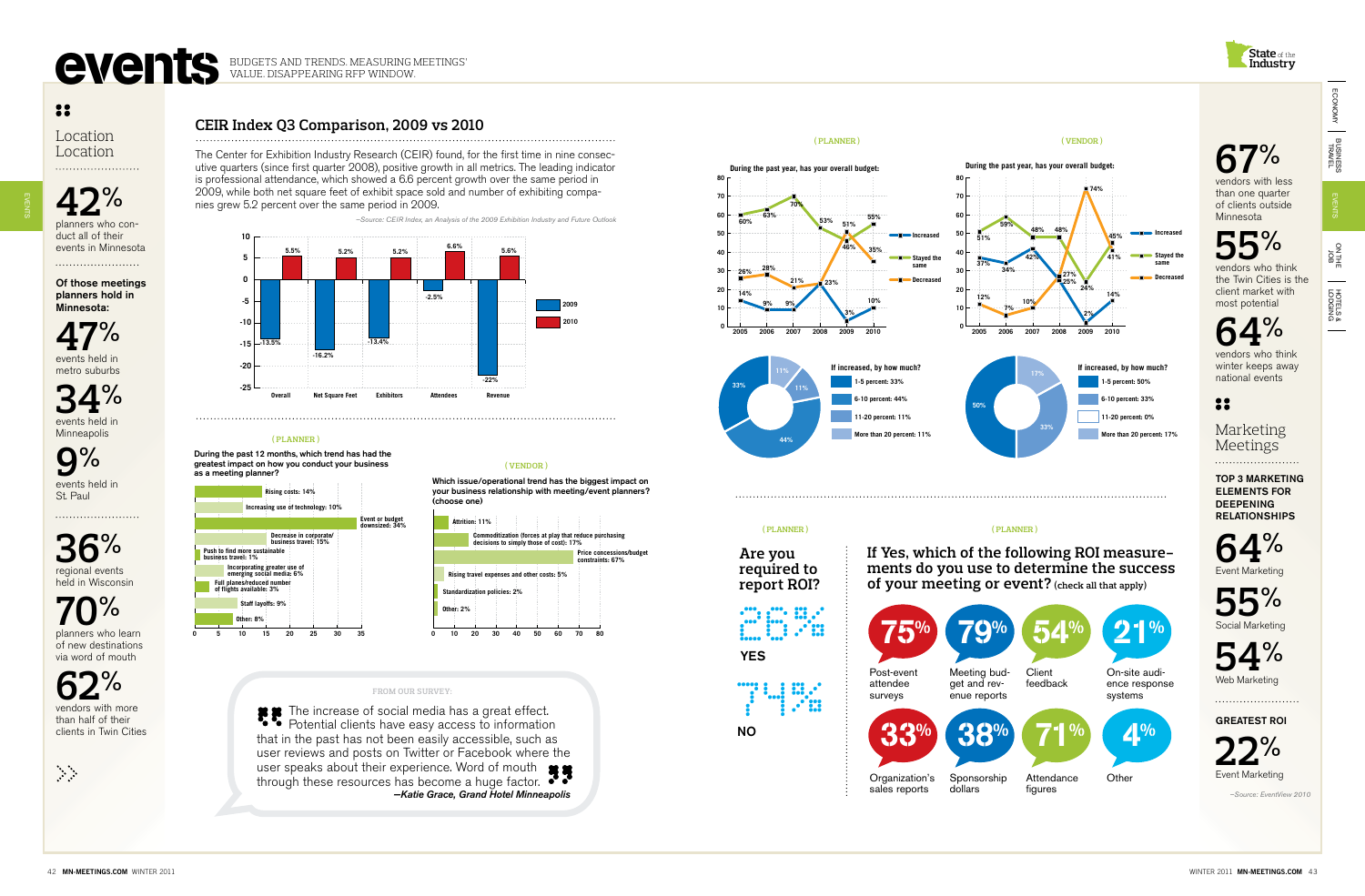# events

BUDGETS AND TRENDS. MEASURING MEETINGS' VALUE. DISAPPEARING RFP WINDOW.

## Location Location

**42%** planners who conduct all of their events in Minnesota

**Of those meetings planners hold in Minnesota:**

**47%** events held in metro suburbs

**34%** events held in Minneapolis

**9%** events held in St. Paul

**36%** regional events held in Wisconsin

**70%** planners who learn of new destinations via word of mouth

**62%** vendors with more than half of their clients in Twin Cities

## CEIR Index Q3 Comparison, 2009 vs 2010

The Center for Exhibition Industry Research (CEIR) found, for the first time in nine consecutive quarters (since first quarter 2008), positive growth in all metrics. The leading indicator is professional attendance, which showed a 6.6 percent growth over the same period in 2009, while both net square feet of exhibit space sold and number of exhibiting companies grew 5.2 percent over the same period in 2009.

*–Source: CEIR Index, an Analysis of the 2009 Exhibition Industry and Future Outlook*

| | 2009 | 2010 |
|---|---|---|
| Overall | -13.5% | 5.5% |
| Net Square Feet | -16.2% | 5.2% |
| Exhibitors | -13.4% | 5.2% |
| Attendees | -2.5% | 6.6% |
| Revenue | -22% | 5.6% |

( PLANNER )

**During the past 12 months, which trend has had the greatest impact on how you conduct your business as a meeting planner?**

| Trend | % |
|---|---|
| Rising costs | 14% |
| Increasing use of technology | 10% |
| Event or budget downsized | 34% |
| Decrease in corporate/business travel | 15% |
| Push to find more sustainable business travel | 1% |
| Incorporating greater use of emerging social media | 6% |
| Fall planes/reduced number of flights available | 3% |
| Staff layoffs | 9% |
| Other | 8% |

( VENDOR )

**Which issue/operational trend has the biggest impact on your business relationship with meeting/event planners? (choose one)**

| Issue | % |
|---|---|
| Attrition | 11% |
| Commoditization (forces at play that reduce purchasing decisions to simply those of cost) | 17% |
| Price concessions/budget constraints | 67% |
| Rising travel expenses and other costs | 5% |
| Standardization policies | 2% |
| Other | 2% |

FROM OUR SURVEY:

> The increase of social media has a great effect. Potential clients have easy access to information that in the past has not been easily accessible, such as user reviews and posts on Twitter or Facebook where the user speaks about their experience. Word of mouth through these resources has become a huge factor.
>
> *—Katie Grace, Grand Hotel Minneapolis*

( PLANNER )

**During the past year, has your overall budget:**

| | 2005 | 2006 | 2007 | 2008 | 2009 | 2010 |
|---|---|---|---|---|---|---|
| Increased | 14% | 9% | 9% | 23% | 3% | 10% |
| Stayed the same | 60% | 63% | 70% | 53% | 46% | 55% |
| Decreased | 26% | 28% | 21% | 23% | 51% | 35% |

**If increased, by how much?**

- 1-5 percent: 33%
- 6-10 percent: 44%
- 11-20 percent: 11%
- More than 20 percent: 11%

( VENDOR )

**During the past year, has your overall budget:**

| | 2005 | 2006 | 2007 | 2008 | 2009 | 2010 |
|---|---|---|---|---|---|---|
| Increased | 37% | 34% | 42% | 25% | 2% | 14% |
| Stayed the same | 51% | 59% | 48% | 48% | 24% | 41% |
| Decreased | 12% | 7% | 10% | 27% | 74% | 45% |

**If increased, by how much?**

- 1-5 percent: 50%
- 6-10 percent: 33%
- 11-20 percent: 0%
- More than 20 percent: 17%

( PLANNER )

**Are you required to report ROI?**

26% YES

74% NO

( PLANNER )

**If Yes, which of the following ROI measurements do you use to determine the success of your meeting or event?** (check all that apply)

- 75% Post-event attendee surveys
- 79% Meeting budget and revenue reports
- 54% Client feedback
- 21% On-site audience response systems
- 33% Organization's sales reports
- 38% Sponsorship dollars
- 71% Attendance figures
- 4% Other

## State of the Industry

**67%** vendors with less than one quarter of clients outside Minnesota

**55%** vendors who think the Twin Cities is the client market with most potential

**64%** vendors who think winter keeps away national events

## Marketing Meetings

**TOP 3 MARKETING ELEMENTS FOR DEEPENING RELATIONSHIPS**

**64%** Event Marketing

**55%** Social Marketing

**54%** Web Marketing

**GREATEST ROI**

**22%** Event Marketing

*–Source: EventView 2010*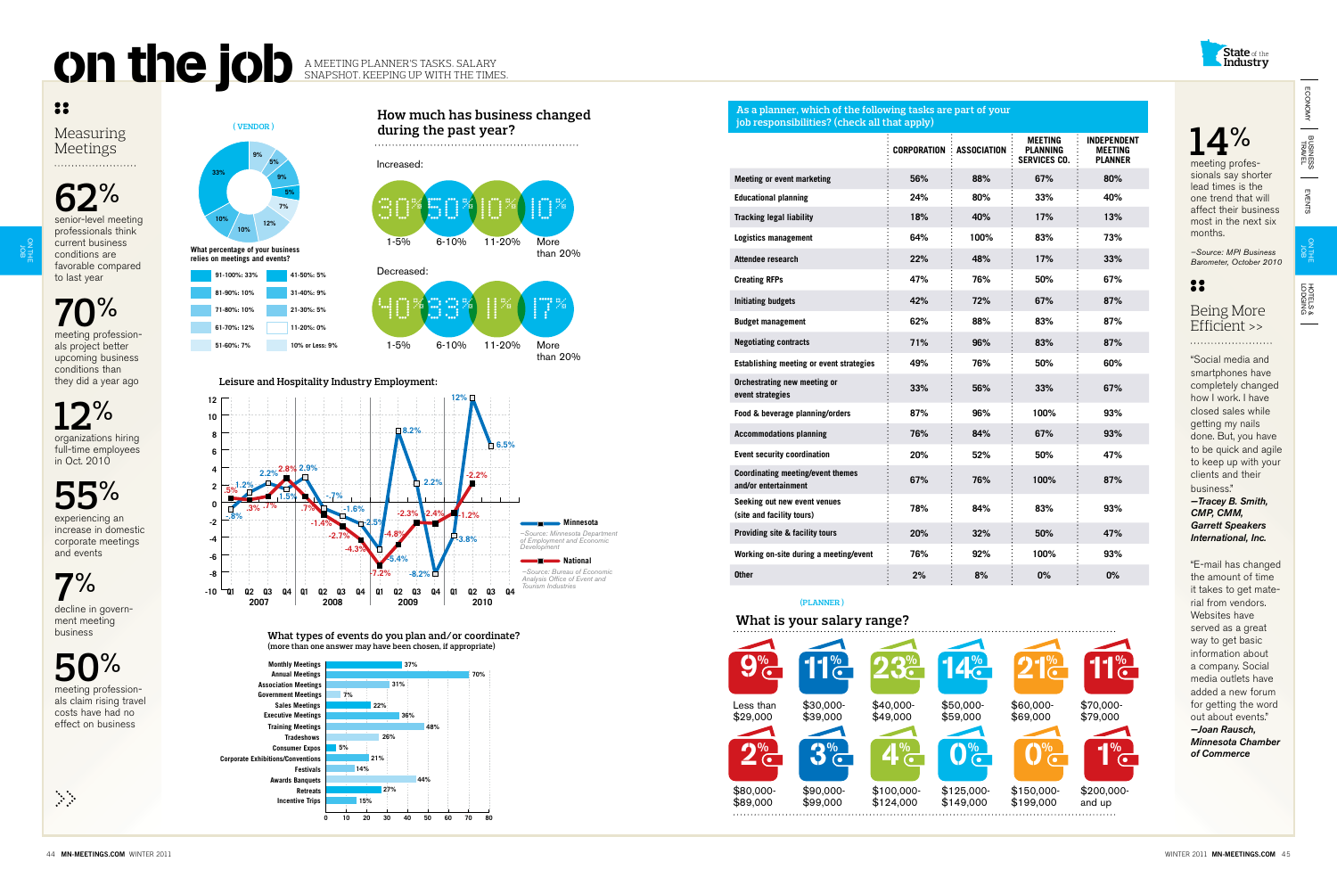# on the job

A MEETING PLANNER'S TASKS. SALARY SNAPSHOT. KEEPING UP WITH THE TIMES.

## Measuring Meetings

**62%** senior-level meeting professionals think current business conditions are favorable compared to last year

**70%** meeting professionals project better upcoming business conditions than they did a year ago

**12%** organizations hiring full-time employees in Oct. 2010

**55%** experiencing an increase in domestic corporate meetings and events

**7%** decline in government meeting business

**50%** meeting professionals claim rising travel costs have had no effect on business

### (VENDOR)

**What percentage of your business relies on meetings and events?**

| Range | % | Range | % |
|---|---|---|---|
| 91-100% | 33% | 41-50% | 5% |
| 81-90% | 10% | 31-40% | 9% |
| 71-80% | 10% | 21-30% | 5% |
| 61-70% | 12% | 11-20% | 0% |
| 51-60% | 7% | 10% or Less | 9% |

### How much has business changed during the past year?

Increased:

| 1-5% | 6-10% | 11-20% | More than 20% |
|---|---|---|---|
| 30% | 50% | 10% | 10% |

Decreased:

| 1-5% | 6-10% | 11-20% | More than 20% |
|---|---|---|---|
| 40% | 33% | 11% | 17% |

### Leisure and Hospitality Industry Employment:

| | Q1 2007 | Q2 2007 | Q3 2007 | Q4 2007 | Q1 2008 | Q2 2008 | Q3 2008 | Q4 2008 | Q1 2009 | Q2 2009 | Q3 2009 | Q4 2009 | Q1 2010 | Q2 2010 | Q3 2010 |
|---|---|---|---|---|---|---|---|---|---|---|---|---|---|---|---|
| Minnesota | -.8% | 1.2% | 2.2% | 1.5% | -.7% | -1.6% | -2.5% | -7.2% | 8.2% | 2.2% | -2.4% | -8.2% | 12% | 6.5% | |
| National | .5% | .3% | .7% | 2.8% | 2.9% | -1.4% | -2.7% | -4.3% | -4.8% | -5.4% | -2.3% | -1.2% | -3.8% | -2.2% | |

—Source: Minnesota Department of Employment and Economic Development

—Source: Bureau of Economic Analysis Office of Event and Tourism Industries

### What types of events do you plan and/or coordinate?
(more than one answer may have been chosen, if appropriate)

| Event type | % |
|---|---|
| Monthly Meetings | 37% |
| Annual Meetings | 70% |
| Association Meetings | 31% |
| Government Meetings | 7% |
| Sales Meetings | 22% |
| Executive Meetings | 36% |
| Training Meetings | 48% |
| Tradeshows | 26% |
| Consumer Expos | 5% |
| Corporate Exhibitions/Conventions | 21% |
| Festivals | 14% |
| Awards Banquets | 44% |
| Retreats | 27% |
| Incentive Trips | 15% |

### As a planner, which of the following tasks are part of your job responsibilities? (check all that apply)

| | CORPORATION | ASSOCIATION | MEETING PLANNING SERVICES CO. | INDEPENDENT MEETING PLANNER |
|---|---|---|---|---|
| Meeting or event marketing | 56% | 88% | 67% | 80% |
| Educational planning | 24% | 80% | 33% | 40% |
| Tracking legal liability | 18% | 40% | 17% | 13% |
| Logistics management | 64% | 100% | 83% | 73% |
| Attendee research | 22% | 48% | 17% | 33% |
| Creating RFPs | 47% | 76% | 50% | 67% |
| Initiating budgets | 42% | 72% | 67% | 87% |
| Budget management | 62% | 88% | 83% | 87% |
| Negotiating contracts | 71% | 96% | 83% | 87% |
| Establishing meeting or event strategies | 49% | 76% | 50% | 60% |
| Orchestrating new meeting or event strategies | 33% | 56% | 33% | 67% |
| Food & beverage planning/orders | 87% | 96% | 100% | 93% |
| Accommodations planning | 76% | 84% | 67% | 93% |
| Event security coordination | 20% | 52% | 50% | 47% |
| Coordinating meeting/event themes and/or entertainment | 67% | 76% | 100% | 87% |
| Seeking out new event venues (site and facility tours) | 78% | 84% | 83% | 93% |
| Providing site & facility tours | 20% | 32% | 50% | 47% |
| Working on-site during a meeting/event | 76% | 92% | 100% | 93% |
| Other | 2% | 8% | 0% | 0% |

### (PLANNER)

### What is your salary range?

| Range | % |
|---|---|
| Less than $29,000 | 9% |
| $30,000-$39,000 | 11% |
| $40,000-$49,000 | 23% |
| $50,000-$59,000 | 14% |
| $60,000-$69,000 | 21% |
| $70,000-$79,000 | 11% |
| $80,000-$89,000 | 2% |
| $90,000-$99,000 | 3% |
| $100,000-$124,000 | 4% |
| $125,000-$149,000 | 0% |
| $150,000-$199,000 | 0% |
| $200,000-and up | 1% |

**14%** meeting professionals say shorter lead times is the one trend that will affect their business most in the next six months.

*—Source: MPI Business Barometer, October 2010*

## Being More Efficient >>

"Social media and smartphones have completely changed how I work. I have closed sales while getting my nails done. But, you have to be quick and agile to keep up with your clients and their business."

***—Tracey B. Smith, CMP, CMM, Garrett Speakers International, Inc.***

"E-mail has changed the amount of time it takes to get material from vendors. Websites have served as a great way to get basic information about a company. Social media outlets have added a new forum for getting the word out about events."

***—Joan Rausch, Minnesota Chamber of Commerce***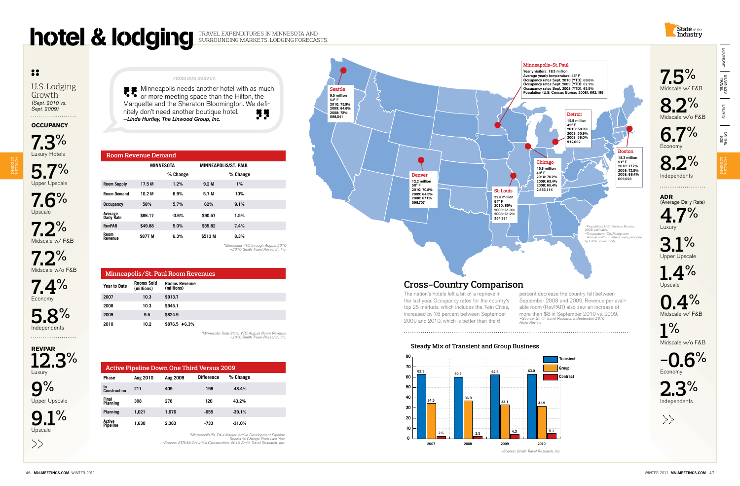# hotel & lodging

TRAVEL EXPENDITURES IN MINNESOTA AND SURROUNDING MARKETS. LODGING FORECASTS.

## U.S. Lodging Growth

*(Sept. 2010 vs. Sept. 2009)*

### OCCUPANCY

**7.3%** Luxury Hotels

**5.7%** Upper Upscale

**7.6%** Upscale

**7.2%** Midscale w/ F&B

**7.2%** Midscale w/o F&B

**7.4%** Economy

**5.8%** Independents

### REVPAR

**12.3%** Luxury

**9%** Upper Upscale

**9.1%** Upscale

**7.5%** Midscale w/ F&B

**8.2%** Midscale w/o F&B

**6.7%** Economy

**8.2%** Independents

### ADR
(Average Daily Rate)

**4.7%** Luxury

**3.1%** Upper Upscale

**1.4%** Upscale

**0.4%** Midscale w/ F&B

**1%** Midscale w/o F&B

**-0.6%** Economy

**2.3%** Independents

FROM OUR SURVEY:

"Minneapolis needs another hotel with as much or more meeting space than the Hilton, the Marquette and the Sheraton Bloomington. We definitely don't need another boutique hotel."
***—Linda Hurtley, The Linwood Group, Inc.***

## Room Revenue Demand

| | MINNESOTA | | MINNEAPOLIS/ST. PAUL | |
|---|---|---|---|---|
| | | % Change | | % Change |
| Room Supply | 17.5 M | 1.2% | 9.2 M | 1% |
| Room Demand | 10.2 M | 6.9% | 5.7 M | 10% |
| Occupancy | 58% | 5.7% | 62% | 9.1% |
| Average Daily Rate | $86.17 | -0.6% | $90.57 | 1.5% |
| RevPAR | $49.88 | 5.0% | $55.82 | 7.4% |
| Room Revenue | $877 M | 6.3% | $513 M | 8.3% |

*\*Minnesota YTD through August 2010 —2010 Smith Travel Research, Inc.*

## Minneapolis/St. Paul Room Revenues

| Year to Date | Rooms Sold (millions) | Rooms Revenue (millions) |
|---|---|---|
| 2007 | 10.3 | $913.7 |
| 2008 | 10.3 | $945.1 |
| 2009 | 9.5 | $824.9 |
| 2010 | 10.2 | $876.5 ↑6.3% |

*\*Minnesota: Total State, YTD August Room Revenue —2010 Smith Travel Research, Inc.*

## Active Pipeline Down One Third Versus 2009

| Phase | Aug 2010 | Aug 2009 | Difference | % Change |
|---|---|---|---|---|
| In Construction | 211 | 409 | -198 | -48.4% |
| Final Planning | 398 | 278 | 120 | 43.2% |
| Planning | 1,021 | 1,676 | -655 | -39.1% |
| Active Pipeline | 1,630 | 2,363 | -733 | -31.0% |

*\*Minneapolis/St. Paul Market, Active Development Pipeline – Rooms % Change From Last Year —Source: STR/McGraw-Hill Construction. 2010 Smith Travel Research, Inc.*

**Minneapolis–St. Paul**
Yearly visitors: 18.3 million
Average yearly temperature: 45° F
Occupancy rates Sept. 2010 (YTD): 68.6%
Occupancy rates Sept. 2009 (YTD): 62.1%
Occupancy rates Sept. 2008 (YTD): 65.5%
Population (U.S. Census Bureau 2008): 662,195

**Seattle**
9.5 million
53° F
2010: 75.9%
2009: 64.6%
2008: 72%
598,541

**Detroit**
15.9 million
49° F
2010: 58.9%
2009: 50.9%
2008: 58.0%
912,062

**Boston**
18.3 million
51° F
2010: 77.7%
2009: 72.5%
2008: 68.4%
609,023

**Chicago**
45.6 million
49° F
2010: 70.2%
2009: 63.4%
2008: 65.4%
2,853,114

**Denver**
12.2 million
50° F
2010: 70.8%
2009: 64.5%
2008: 67.1%
598,707

**St. Louis**
22.3 million
54° F
2010: 65%
2009: 61.3%
2008: 61.2%
354,361

*—Population, U.S. Census Bureau 2008 estimates.*
*—Temperature, CityRating.com*
*—Annual visitor numbers were provided by CVBs in each city.*

## Cross-Country Comparison

The nation's hotels felt a bit of a reprieve in the last year. Occupancy rates for the country's top 25 markets, which includes the Twin Cities, increased by 7.6 percent between September 2009 and 2010, which is better than the 6 percent decrease the country felt between September 2008 and 2009. Revenue per available room (RevPAR) also saw an increase of more than $8 in September 2010 vs. 2009.
*—Source: Smith Travel Research's September 2010 Hotel Review*

## Steady Mix of Transient and Group Business

| Year | Transient | Group | Contract |
|---|---|---|---|
| 2007 | 62.9 | 34.5 | 2.6 |
| 2008 | 60.3 | 36.9 | 2.5 |
| 2009 | 62.6 | 33.1 | 4.3 |
| 2010 | 63.0 | 31.9 | 5.1 |

*—Source: Smith Travel Research, Inc.*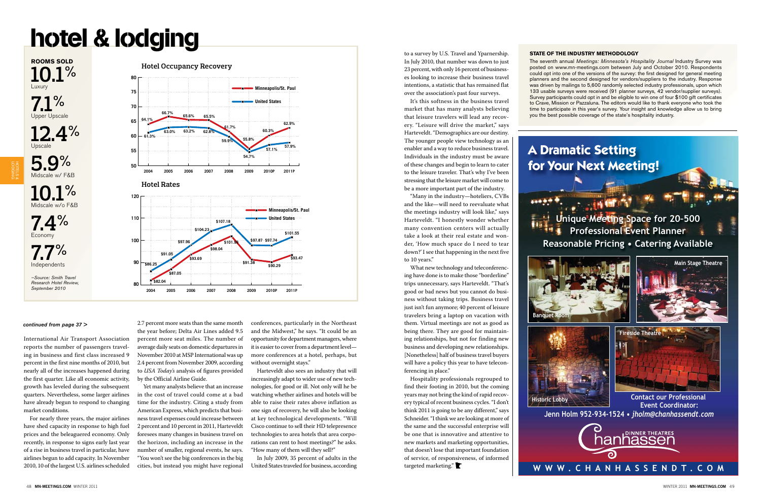# hotel & lodging

**ROOMS SOLD**

10.1%
Luxury

7.1%
Upper Upscale

12.4%
Upscale

5.9%
Midscale w/ F&B

10.1%
Midscale w/o F&B

7.4%
Economy

7.7%
Independents

*—Source: Smith Travel Research Hotel Review, September 2010*

Hotel Occupancy Recovery

Minneapolis/St. Paul
United States

80
75
70
65
60
55
50

2004 2005 2006 2007 2008 2009 2010P 2011P

64.1% 66.7% 65.6% 65.5% 61.7% 55.8% 60.3% 62.9%
61.3% 63.0% 63.2% 62.8% 59.9% 54.7% 57.1% 57.9%

Hotel Rates

Minneapolis/St. Paul
United States

120
110
100
90
80

2004 2005 2006 2007 2008 2009 2010P 2011P

$86.25 $91.05 $97.96 $104.23 $107.18 $97.87 $97.74 $101.55
$82.04 $87.05 $93.69 $98.04 $101.90 $91.38 $90.29 $93.47

*continued from page 37 >*

International Air Transport Association reports the number of passengers traveling in business and first class increased 9 percent in the first nine months of 2010, but nearly all of the increases happened during the first quarter. Like all economic activity, growth has leveled during the subsequent quarters. Nevertheless, some larger airlines have already begun to respond to changing market conditions.

For nearly three years, the major airlines have shed capacity in response to high fuel prices and the beleaguered economy. Only recently, in response to signs early last year of a rise in business travel in particular, have airlines begun to add capacity. In November 2010, 10 of the largest U.S. airlines scheduled 2.7 percent more seats than the year before; Delta Air Lines added 9.5 percent more seat miles. The number of average daily seats on domestic departures in November 2010 at MSP International was up 2.4 percent from November 2009, according to *USA Today's* analysis of figures provided by the Official Airline Guide.

Yet many analysts believe that an increase in the cost of travel could come at a bad time for the industry. Citing a study from American Express, which predicts that business travel expenses could increase between 2 percent and 10 percent in 2011, Harteveldt foresees many changes in business travel on the horizon, including an increase in the number of smaller, regional events, he says. "You won't see the big conferences in the big cities, but instead you might have regional conferences, particularly in the Northeast and the Midwest," he says. "It could be an opportunity for department managers, where it is easier to cover from a department level—more conferences at a hotel, perhaps, but without overnight stays."

Harteveldt also sees an industry that will increasingly adapt to wider use of new technologies, for good or ill. Not only will he be watching whether airlines and hotels will be able to raise their rates above inflation as one sign of recovery, he will also be looking at key technological developments. "Will Cisco continue to sell their HD telepresence technologies to area hotels that area corporations can rent to host meetings?" he asks. "How many of them will they sell?"

In July 2009, 35 percent of adults in the United States traveled for business, according to a survey by U.S. Travel and Ypartnership. In July 2010, that number was down to just 23 percent, with only 16 percent of businesses looking to increase their business travel intentions, a statistic that has remained flat over the association's past four surveys.

It's this softness in the business travel market that has many analysts believing that leisure travelers will lead any recovery. "Leisure will drive the market," says Harteveldt. "Demographics are our destiny. The younger people view technology as an enabler and a way to reduce business travel. Individuals in the industry must be aware of these changes and begin to learn to cater to the leisure traveler. That's why I've been stressing that the leisure market will come to be a more important part of the industry.

"Many in the industry—hoteliers, CVBs and the like—will need to reevaluate what the meetings industry will look like," says Harteveldt. "I honestly wonder whether many convention centers will actually take a look at their real estate and wonder, 'How much space do I need to tear down?' I see that happening in the next five to 10 years."

What new technology and teleconferencing have done is to make those "borderline" trips unnecessary, says Harteveldt. "That's good or bad news but you cannot do business without taking trips. Business travel just isn't fun anymore; 40 percent of leisure travelers bring a laptop on vacation with them. Virtual meetings are not as good as being there. They are good for maintaining relationships, but not for finding new business and developing new relationships. [Nonetheless] half of business travel buyers will have a policy this year to have teleconference in place."

Hospitality professionals regrouped to find their footing in 2010, but the coming years may not bring the kind of rapid recovery typical of recent business cycles. "I don't think 2011 is going to be any different," says Schneider. "I think we are looking at more of the same and the successful enterprise will be one that is innovative and attentive to new markets and marketing opportunities, that doesn't lose that important foundation of service, of responsiveness, of informed targeted marketing."

**STATE OF THE INDUSTRY METHODOLOGY**

The seventh annual *Meetings: Minnesota's Hospitality Journal* Industry Survey was posted on www.mn-meetings.com between July and October 2010. Respondents could opt into one of the versions of the survey: the first designed for general meeting planners and the second designed for vendors/suppliers to the industry. Response was driven by mailings to 5,600 randomly selected industry professionals, upon which 133 usable surveys were received (91 planner surveys, 42 vendor/supplier surveys). Survey participants could opt in and be eligible to win one of four $100 gift certificates to Crave, Mission or Pazzaluna. The editors would like to thank everyone who took the time to participate in this year's survey. Your insight and knowledge allow us to bring you the best possible coverage of the state's hospitality industry.

**A Dramatic Setting for Your Next Meeting!**

Unique Meeting Space for 20-500
Professional Event Planner
Reasonable Pricing • Catering Available

Banquet Room
Main Stage Theatre
Historic Lobby
Fireside Theatre

Contact our Professional Event Coordinator:
Jenn Holm 952-934-1524 • *jholm@chanhassendt.com*

Chanhassen DINNER THEATRES

WWW.CHANHASSENDT.COM